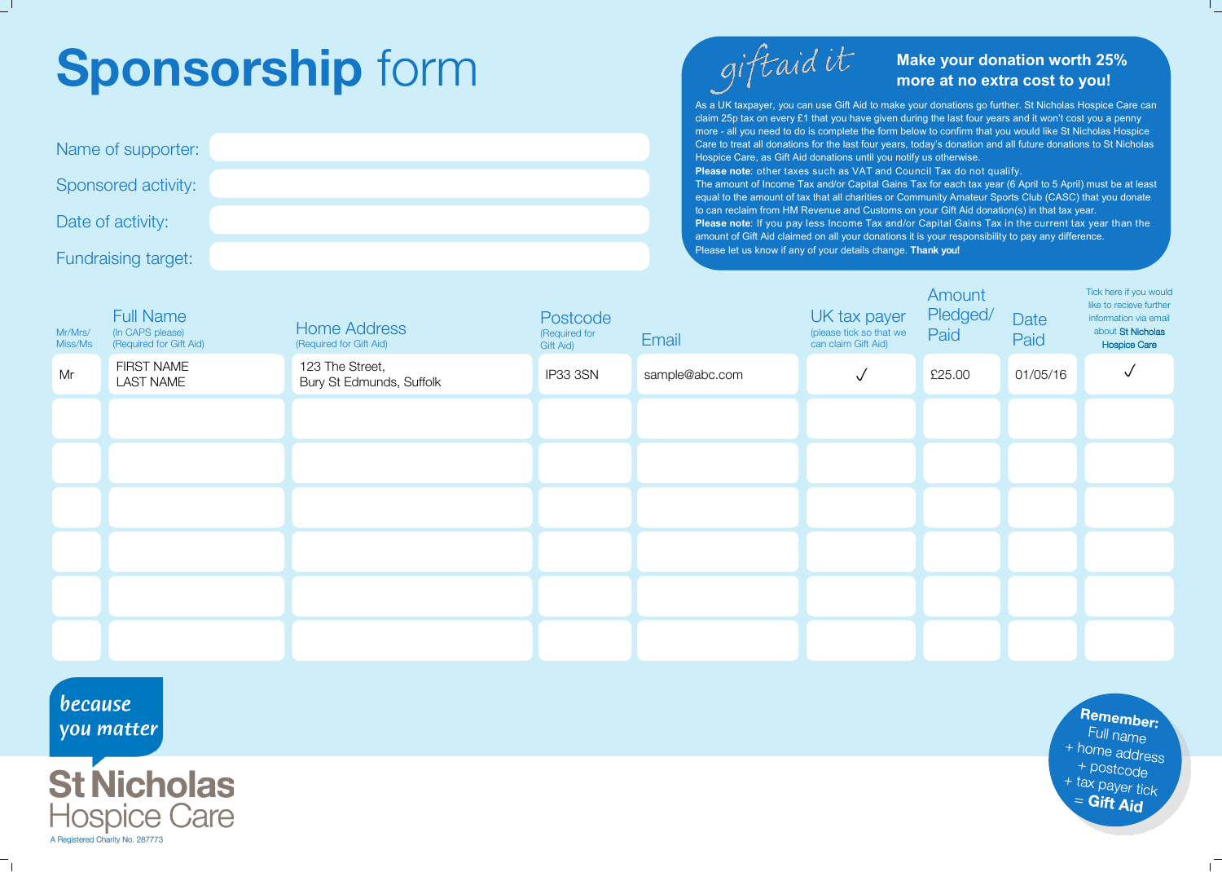# **Sponsorship** form

Name of supporter:

Sponsored activity:

Date of activity:

Fundraising target:

## giftaid it

**Make your donation worth 25% more at no extra cost to you!**

As a UK taxpayer, you can use Gift Aid to make your donations go further. St Nicholas Hospice Care can claim 25p tax on every £1 that you have given during the last four years and it won't cost you a penny more - all you need to do is complete the form below to confirm that you would like St Nicholas Hospice Care to treat all donations for the last four years, today's donation and all future donations to St Nicholas Hospice Care, as Gift Aid donations until you notify us otherwise.

**Please note**: other taxes such as VAT and Council Tax do not qualify.

The amount of Income Tax and/or Capital Gains Tax for each tax year (6 April to 5 April) must be at least equal to the amount of tax that all charities or Community Amateur Sports Club (CASC) that you donate to can reclaim from HM Revenue and Customs on your Gift Aid donation(s) in that tax year.

**Please note**: If you pay less Income Tax and/or Capital Gains Tax in the current tax year than the amount of Gift Aid claimed on all your donations it is your responsibility to pay any difference.

Please let us know if any of your details change. **Thank you!**

| Mr/Mrs/ Miss/Ms | Full Name (In CAPS please) (Required for Gift Aid) | Home Address (Required for Gift Aid) | Postcode (Required for Gift Aid) | Email | UK tax payer (please tick so that we can claim Gift Aid) | Amount Pledged/ Paid | Date Paid | Tick here if you would like to recieve further information via email about St Nicholas Hospice Care |
|---|---|---|---|---|---|---|---|---|
| Mr | FIRST NAME LAST NAME | 123 The Street, Bury St Edmunds, Suffolk | IP33 3SN | sample@abc.com | ✓ | £25.00 | 01/05/16 | ✓ |
| | | | | | | | | |
| | | | | | | | | |
| | | | | | | | | |
| | | | | | | | | |
| | | | | | | | | |
| | | | | | | | | |

*because you matter*

**St Nicholas** Hospice Care

A Registered Charity No. 287773

**Remember:** Full name + home address + postcode + tax payer tick = **Gift Aid**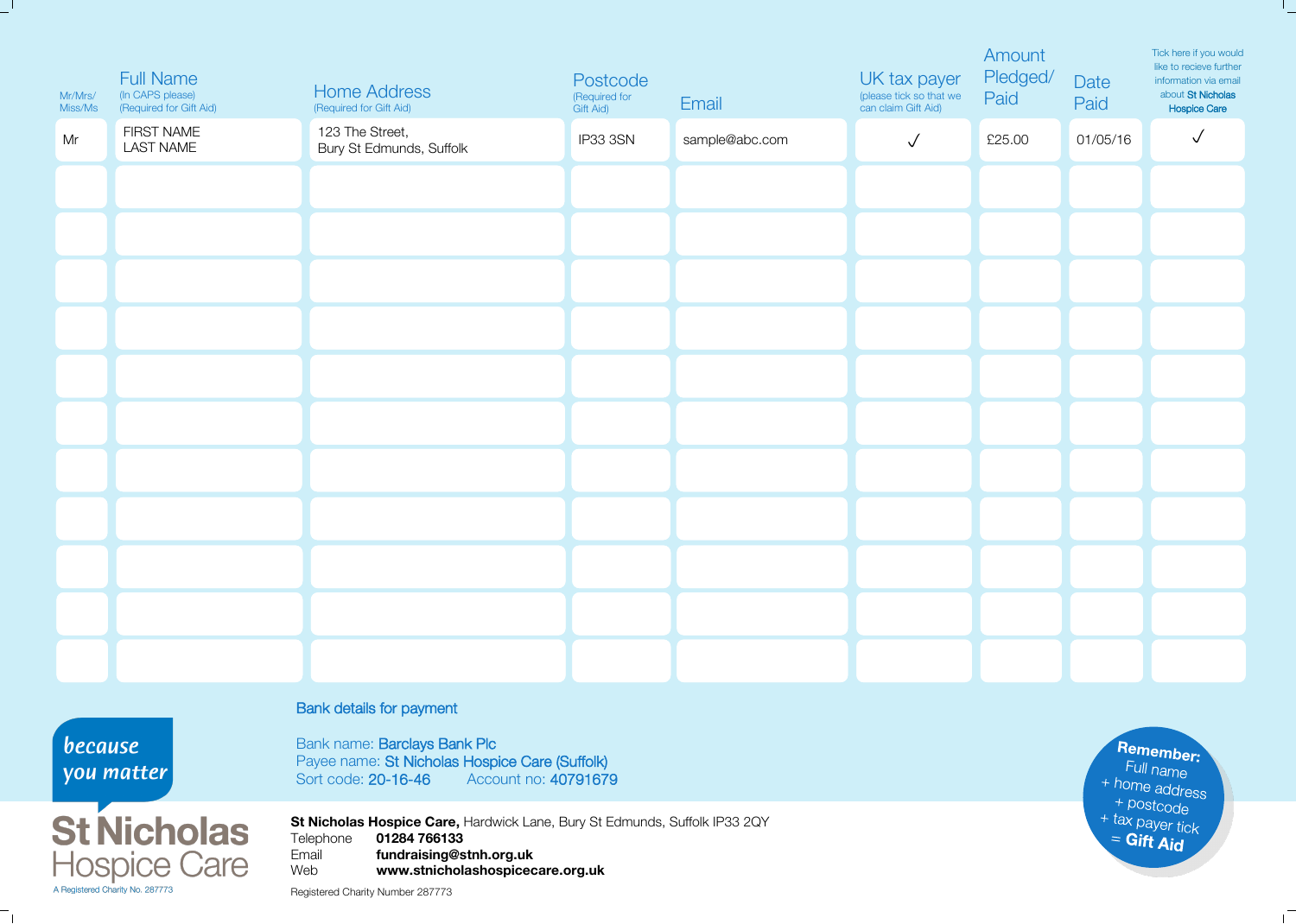| Mr/Mrs/ Miss/Ms | Full Name (In CAPS please) (Required for Gift Aid) | Home Address (Required for Gift Aid) | Postcode (Required for Gift Aid) | Email | UK tax payer (please tick so that we can claim Gift Aid) | Amount Pledged/ Paid | Date Paid | Tick here if you would like to recieve further information via email about St Nicholas Hospice Care |
|---|---|---|---|---|---|---|---|---|
| Mr | FIRST NAME LAST NAME | 123 The Street, Bury St Edmunds, Suffolk | IP33 3SN | sample@abc.com | ✓ | £25.00 | 01/05/16 | ✓ |
| | | | | | | | | |
| | | | | | | | | |
| | | | | | | | | |
| | | | | | | | | |
| | | | | | | | | |
| | | | | | | | | |
| | | | | | | | | |
| | | | | | | | | |
| | | | | | | | | |
| | | | | | | | | |
| | | | | | | | | |

Bank details for payment

Bank name: Barclays Bank Plc
Payee name: St Nicholas Hospice Care (Suffolk)
Sort code: 20-16-46 Account no: 40791679

*because you matter*

St Nicholas Hospice Care
A Registered Charity No. 287773

**St Nicholas Hospice Care,** Hardwick Lane, Bury St Edmunds, Suffolk IP33 2QY
Telephone **01284 766133**
Email **fundraising@stnh.org.uk**
Web **www.stnicholashospicecare.org.uk**

Registered Charity Number 287773

**Remember:**
Full name
+ home address
+ postcode
+ tax payer tick
= **Gift Aid**